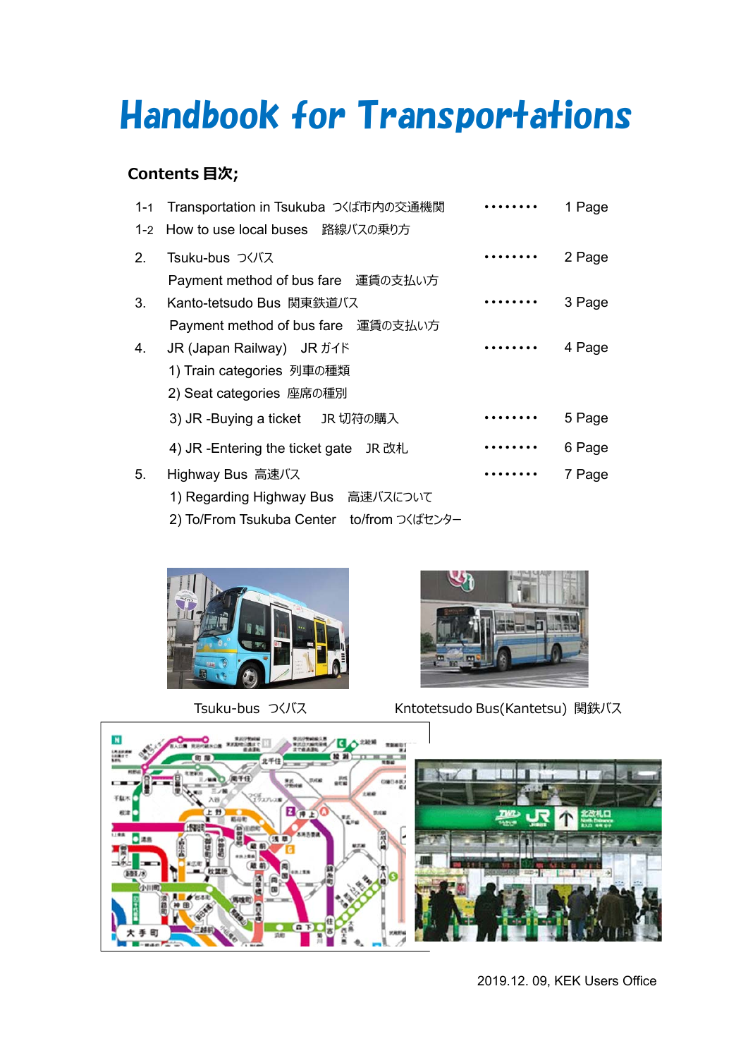# Handbook for Transportations

**Contents 目次;**

| | | | |
|---|---|---|---|
| 1-1 | Transportation in Tsukuba つくば市内の交通機関 | ········· | 1 Page |
| 1-2 | How to use local buses 路線バスの乗り方 | | |
| 2. | Tsuku-bus つくバス | ········· | 2 Page |
| | Payment method of bus fare 運賃の支払い方 | | |
| 3. | Kanto-tetsudo Bus 関東鉄道バス | ········· | 3 Page |
| | Payment method of bus fare 運賃の支払い方 | | |
| 4. | JR (Japan Railway) JR ガイド | ········· | 4 Page |
| | 1) Train categories 列車の種類 | | |
| | 2) Seat categories 座席の種別 | | |
| | 3) JR -Buying a ticket JR 切符の購入 | ········· | 5 Page |
| | 4) JR -Entering the ticket gate JR 改札 | ········· | 6 Page |
| 5. | Highway Bus 高速バス | ········· | 7 Page |
| | 1) Regarding Highway Bus 高速バスについて | | |
| | 2) To/From Tsukuba Center to/from つくばセンター | | |

Tsuku-bus つくバス

Kntotetsudo Bus(Kantetsu) 関鉄バス

2019.12. 09, KEK Users Office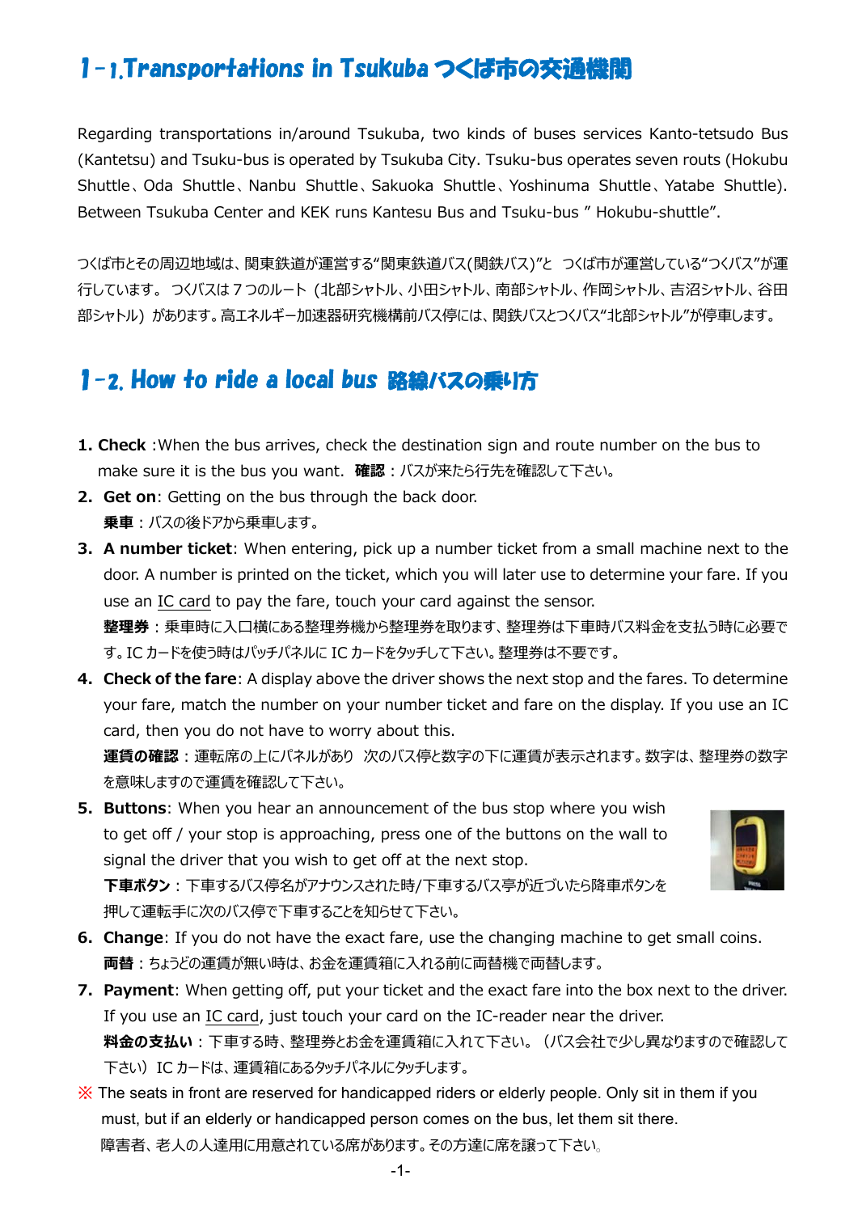## 1-1.Transportations in Tsukuba つくば市の交通機関

Regarding transportations in/around Tsukuba, two kinds of buses services Kanto-tetsudo Bus (Kantetsu) and Tsuku-bus is operated by Tsukuba City. Tsuku-bus operates seven routs (Hokubu Shuttle、Oda Shuttle、Nanbu Shuttle、Sakuoka Shuttle、Yoshinuma Shuttle、Yatabe Shuttle). Between Tsukuba Center and KEK runs Kantesu Bus and Tsuku-bus " Hokubu-shuttle".

つくば市とその周辺地域は、関東鉄道が運営する"関東鉄道バス(関鉄バス)"と つくば市が運営している"つくバス"が運行しています。 つくバスは７つのルート（北部シャトル、小田シャトル、南部シャトル、作岡シャトル、吉沼シャトル、谷田部シャトル）があります。高エネルギー加速器研究機構前バス停には、関鉄バスとつくバス"北部シャトル"が停車します。

## 1-2. How to ride a local bus 路線バスの乗り方

1. **Check** :When the bus arrives, check the destination sign and route number on the bus to make sure it is the bus you want. **確認**：バスが来たら行先を確認して下さい。
2. **Get on**: Getting on the bus through the back door.
   **乗車**：バスの後ドアから乗車します。
3. **A number ticket**: When entering, pick up a number ticket from a small machine next to the door. A number is printed on the ticket, which you will later use to determine your fare. If you use an IC card to pay the fare, touch your card against the sensor.
   **整理券**：乗車時に入口横にある整理券機から整理券を取ります、整理券は下車時バス料金を支払う時に必要です。IC カードを使う時はパッチパネルに IC カードをタッチして下さい。整理券は不要です。
4. **Check of the fare**: A display above the driver shows the next stop and the fares. To determine your fare, match the number on your number ticket and fare on the display. If you use an IC card, then you do not have to worry about this.
   **運賃の確認**：運転席の上にパネルがあり 次のバス停と数字の下に運賃が表示されます。数字は、整理券の数字を意味しますので運賃を確認して下さい。
5. **Buttons**: When you hear an announcement of the bus stop where you wish to get off / your stop is approaching, press one of the buttons on the wall to signal the driver that you wish to get off at the next stop.
   **下車ボタン**：下車するバス停名がアナウンスされた時/下車するバス亭が近づいたら降車ボタンを押して運転手に次のバス停で下車することを知らせて下さい。
6. **Change**: If you do not have the exact fare, use the changing machine to get small coins.
   **両替**：ちょうどの運賃が無い時は、お金を運賃箱に入れる前に両替機で両替します。
7. **Payment**: When getting off, put your ticket and the exact fare into the box next to the driver. If you use an IC card, just touch your card on the IC-reader near the driver.
   **料金の支払い**：下車する時、整理券とお金を運賃箱に入れて下さい。（バス会社で少し異なりますので確認して下さい）IC カードは、運賃箱にあるタッチパネルにタッチします。

※ The seats in front are reserved for handicapped riders or elderly people. Only sit in them if you must, but if an elderly or handicapped person comes on the bus, let them sit there.
障害者、老人の人達用に用意されている席があります。その方達に席を譲って下さい。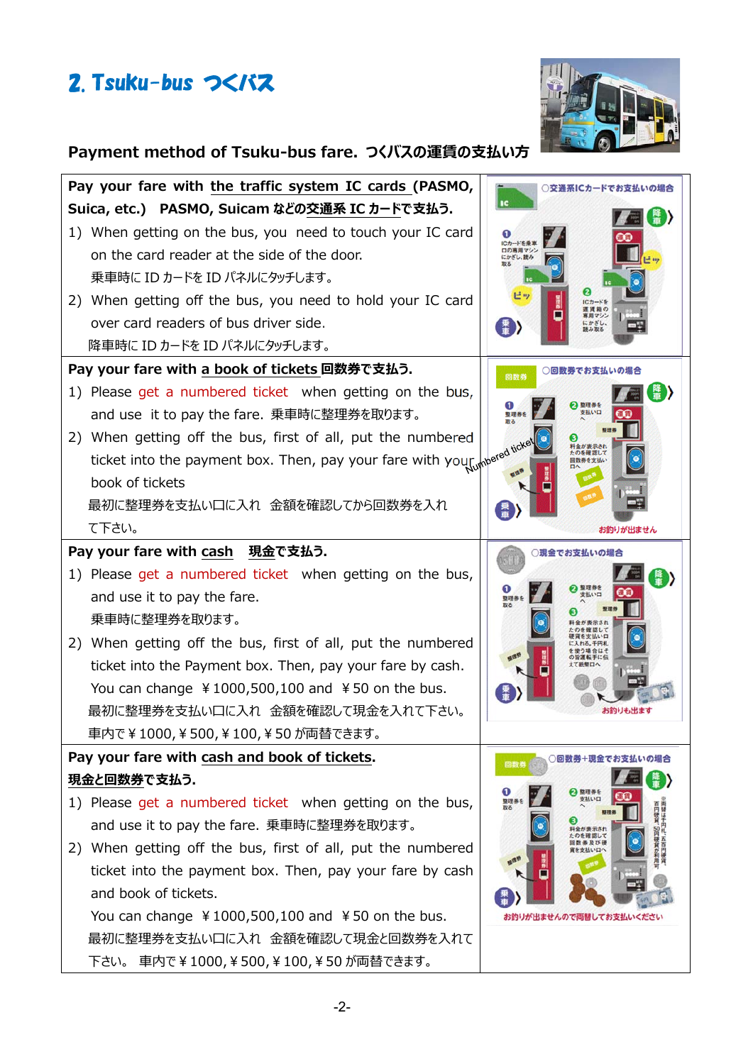## 2. Tsuku-bus つくバス

### Payment method of Tsuku-bus fare. つくバスの運賃の支払い方

**Pay your fare with the traffic system IC cards (PASMO, Suica, etc.) PASMO, Suicam などの交通系 IC カードで支払う.**

1) When getting on the bus, you need to touch your IC card on the card reader at the side of the door.
乗車時に ID カードを ID パネルにタッチします。
2) When getting off the bus, you need to hold your IC card over card readers of bus driver side.
降車時に ID カードを ID パネルにタッチします。

**Pay your fare with a book of tickets 回数券で支払う.**

1) Please get a numbered ticket when getting on the bus, and use it to pay the fare. 乗車時に整理券を取ります。
2) When getting off the bus, first of all, put the numbered ticket into the payment box. Then, pay your fare with your book of tickets
最初に整理券を支払い口に入れ 金額を確認してから回数券を入れて下さい。

**Pay your fare with cash 現金で支払う.**

1) Please get a numbered ticket when getting on the bus, and use it to pay the fare.
乗車時に整理券を取ります。
2) When getting off the bus, first of all, put the numbered ticket into the Payment box. Then, pay your fare by cash.
You can change ￥1000,500,100 and ￥50 on the bus.
最初に整理券を支払い口に入れ 金額を確認して現金を入れて下さい。
車内で￥1000,￥500,￥100,￥50 が両替できます。

**Pay your fare with cash and book of tickets. 現金と回数券で支払う.**

1) Please get a numbered ticket when getting on the bus, and use it to pay the fare. 乗車時に整理券を取ります。
2) When getting off the bus, first of all, put the numbered ticket into the payment box. Then, pay your fare by cash and book of tickets.
You can change ￥1000,500,100 and ￥50 on the bus.
最初に整理券を支払い口に入れ 金額を確認して現金と回数券を入れて下さい。 車内で￥1000,￥500,￥100,￥50 が両替できます。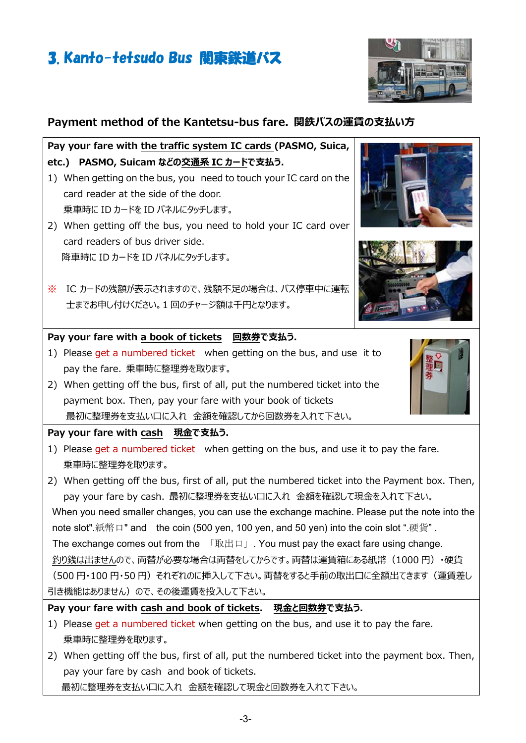# 3. Kanto-tetsudo Bus 関東鉄道バス

## Payment method of the Kantetsu-bus fare. 関鉄バスの運賃の支払い方

**Pay your fare with the traffic system IC cards (PASMO, Suica, etc.)　PASMO, Suicam などの交通系 IC カードで支払う.**

1) When getting on the bus, you need to touch your IC card on the card reader at the side of the door.
   乗車時に ID カードを ID パネルにタッチします。
2) When getting off the bus, you need to hold your IC card over card readers of bus driver side.
   降車時に ID カードを ID パネルにタッチします。

※ IC カードの残額が表示されますので、残額不足の場合は、バス停車中に運転士までお申し付けください。1 回のチャージ額は千円となります。

**Pay your fare with a book of tickets　回数券で支払う.**

1) Please get a numbered ticket when getting on the bus, and use it to pay the fare. 乗車時に整理券を取ります。
2) When getting off the bus, first of all, put the numbered ticket into the payment box. Then, pay your fare with your book of tickets
   最初に整理券を支払い口に入れ 金額を確認してから回数券を入れて下さい。

**Pay your fare with cash　現金で支払う.**

1) Please get a numbered ticket when getting on the bus, and use it to pay the fare.
   乗車時に整理券を取ります。
2) When getting off the bus, first of all, put the numbered ticket into the Payment box. Then, pay your fare by cash. 最初に整理券を支払い口に入れ 金額を確認して現金を入れて下さい。

When you need smaller changes, you can use the exchange machine. Please put the note into the note slot".紙幣口" and the coin (500 yen, 100 yen, and 50 yen) into the coin slot ".硬貨" .
The exchange comes out from the 「取出口」. You must pay the exact fare using change.
釣り銭は出ませんので、両替が必要な場合は両替をしてからです。両替は運賃箱にある紙幣（1000 円）・硬貨（500 円・100 円・50 円）それぞれのに挿入して下さい。両替をすると手前の取出口に全額出てきます（運賃差し引き機能はありません）ので、その後運賃を投入して下さい。

**Pay your fare with cash and book of tickets.　現金と回数券で支払う.**

1) Please get a numbered ticket when getting on the bus, and use it to pay the fare.
   乗車時に整理券を取ります。
2) When getting off the bus, first of all, put the numbered ticket into the payment box. Then, pay your fare by cash and book of tickets.
   最初に整理券を支払い口に入れ 金額を確認して現金と回数券を入れて下さい。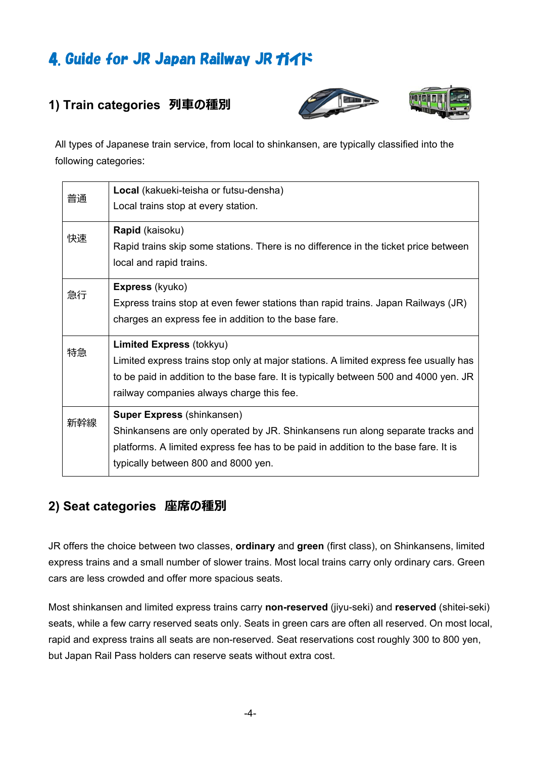# 4. Guide for JR Japan Railway JR ガイド

## 1) Train categories 列車の種別

All types of Japanese train service, from local to shinkansen, are typically classified into the following categories:

| | |
|---|---|
| 普通 | **Local** (kakueki-teisha or futsu-densha)<br>Local trains stop at every station. |
| 快速 | **Rapid** (kaisoku)<br>Rapid trains skip some stations. There is no difference in the ticket price between local and rapid trains. |
| 急行 | **Express** (kyuko)<br>Express trains stop at even fewer stations than rapid trains. Japan Railways (JR) charges an express fee in addition to the base fare. |
| 特急 | **Limited Express** (tokkyu)<br>Limited express trains stop only at major stations. A limited express fee usually has to be paid in addition to the base fare. It is typically between 500 and 4000 yen. JR railway companies always charge this fee. |
| 新幹線 | **Super Express** (shinkansen)<br>Shinkansens are only operated by JR. Shinkansens run along separate tracks and platforms. A limited express fee has to be paid in addition to the base fare. It is typically between 800 and 8000 yen. |

## 2) Seat categories 座席の種別

JR offers the choice between two classes, **ordinary** and **green** (first class), on Shinkansens, limited express trains and a small number of slower trains. Most local trains carry only ordinary cars. Green cars are less crowded and offer more spacious seats.

Most shinkansen and limited express trains carry **non-reserved** (jiyu-seki) and **reserved** (shitei-seki) seats, while a few carry reserved seats only. Seats in green cars are often all reserved. On most local, rapid and express trains all seats are non-reserved. Seat reservations cost roughly 300 to 800 yen, but Japan Rail Pass holders can reserve seats without extra cost.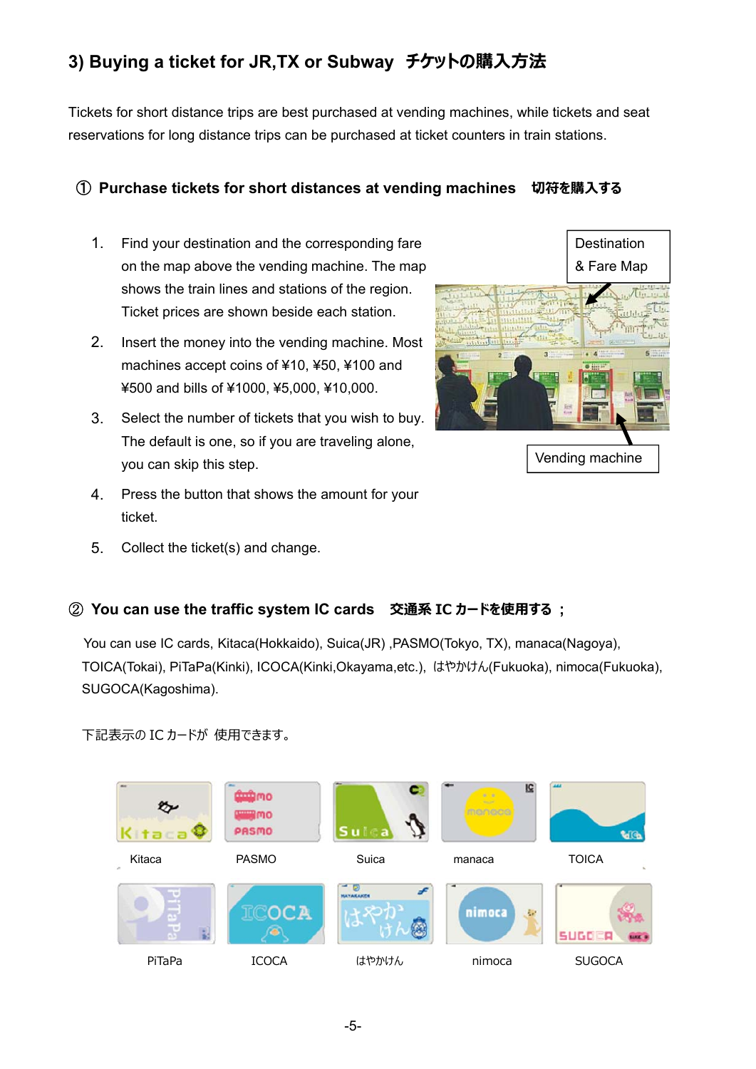## 3) Buying a ticket for JR,TX or Subway　チケットの購入方法

Tickets for short distance trips are best purchased at vending machines, while tickets and seat reservations for long distance trips can be purchased at ticket counters in train stations.

### ① Purchase tickets for short distances at vending machines　切符を購入する

1. Find your destination and the corresponding fare on the map above the vending machine. The map shows the train lines and stations of the region. Ticket prices are shown beside each station.
2. Insert the money into the vending machine. Most machines accept coins of ¥10, ¥50, ¥100 and ¥500 and bills of ¥1000, ¥5,000, ¥10,000.
3. Select the number of tickets that you wish to buy. The default is one, so if you are traveling alone, you can skip this step.
4. Press the button that shows the amount for your ticket.
5. Collect the ticket(s) and change.

Destination & Fare Map

Vending machine

### ② You can use the traffic system IC cards　交通系 IC カードを使用する；

You can use IC cards, Kitaca(Hokkaido), Suica(JR) ,PASMO(Tokyo, TX), manaca(Nagoya), TOICA(Tokai), PiTaPa(Kinki), ICOCA(Kinki,Okayama,etc.), はやかけん(Fukuoka), nimoca(Fukuoka), SUGOCA(Kagoshima).

下記表示の IC カードが 使用できます。

Kitaca　PASMO　Suica　manaca　TOICA

PiTaPa　ICOCA　はやかけん　nimoca　SUGOCA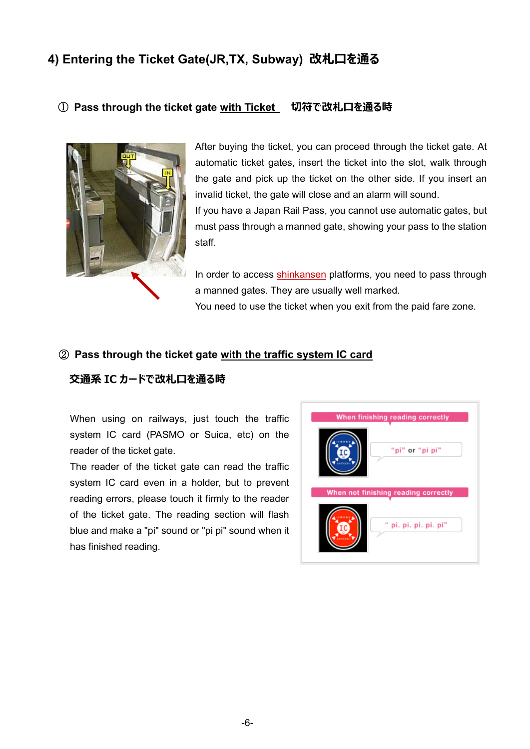## 4) Entering the Ticket Gate(JR,TX, Subway) 改札口を通る

### ① Pass through the ticket gate <u>with Ticket</u>　切符で改札口を通る時

After buying the ticket, you can proceed through the ticket gate. At automatic ticket gates, insert the ticket into the slot, walk through the gate and pick up the ticket on the other side. If you insert an invalid ticket, the gate will close and an alarm will sound.

If you have a Japan Rail Pass, you cannot use automatic gates, but must pass through a manned gate, showing your pass to the station staff.

In order to access shinkansen platforms, you need to pass through a manned gates. They are usually well marked.

You need to use the ticket when you exit from the paid fare zone.

### ② Pass through the ticket gate <u>with the traffic system IC card</u>

**交通系 IC カードで改札口を通る時**

When using on railways, just touch the traffic system IC card (PASMO or Suica, etc) on the reader of the ticket gate.

The reader of the ticket gate can read the traffic system IC card even in a holder, but to prevent reading errors, please touch it firmly to the reader of the ticket gate. The reading section will flash blue and make a "pi" sound or "pi pi" sound when it has finished reading.

When finishing reading correctly
"pi" or "pi pi"

When not finishing reading correctly
" pi. pi. pi. pi. pi"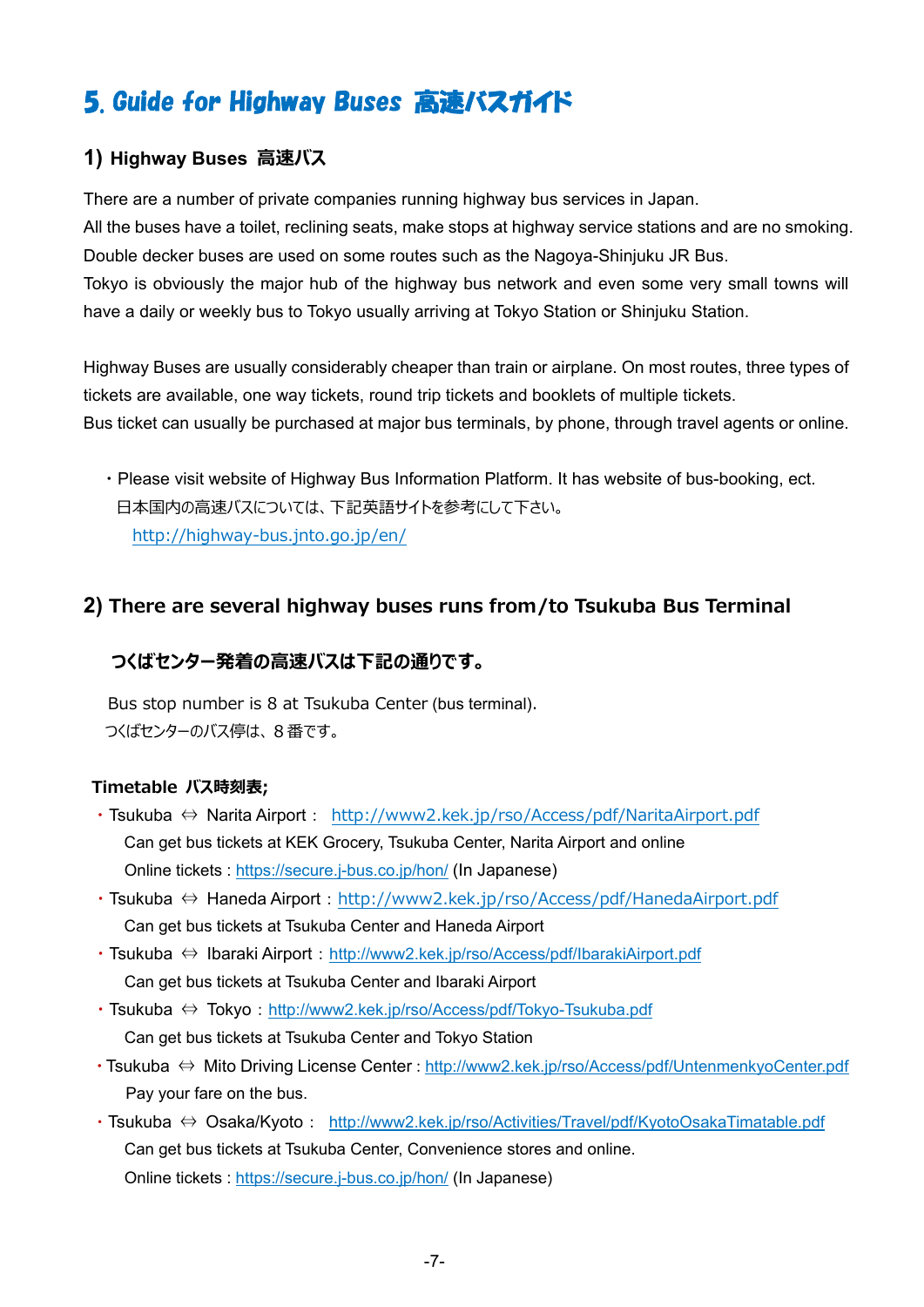# 5. Guide for Highway Buses 高速バスガイド

## 1) Highway Buses 高速バス

There are a number of private companies running highway bus services in Japan.
All the buses have a toilet, reclining seats, make stops at highway service stations and are no smoking.
Double decker buses are used on some routes such as the Nagoya-Shinjuku JR Bus.
Tokyo is obviously the major hub of the highway bus network and even some very small towns will have a daily or weekly bus to Tokyo usually arriving at Tokyo Station or Shinjuku Station.

Highway Buses are usually considerably cheaper than train or airplane. On most routes, three types of tickets are available, one way tickets, round trip tickets and booklets of multiple tickets.
Bus ticket can usually be purchased at major bus terminals, by phone, through travel agents or online.

・Please visit website of Highway Bus Information Platform. It has website of bus-booking, ect.
日本国内の高速バスについては、下記英語サイトを参考にして下さい。
http://highway-bus.jnto.go.jp/en/

## 2) There are several highway buses runs from/to Tsukuba Bus Terminal

### つくばセンター発着の高速バスは下記の通りです。

Bus stop number is 8 at Tsukuba Center (bus terminal).
つくばセンターのバス停は、８番です。

**Timetable バス時刻表;**

- Tsukuba ⇔ Narita Airport： http://www2.kek.jp/rso/Access/pdf/NaritaAirport.pdf
  Can get bus tickets at KEK Grocery, Tsukuba Center, Narita Airport and online
  Online tickets : https://secure.j-bus.co.jp/hon/ (In Japanese)
- Tsukuba ⇔ Haneda Airport：http://www2.kek.jp/rso/Access/pdf/HanedaAirport.pdf
  Can get bus tickets at Tsukuba Center and Haneda Airport
- Tsukuba ⇔ Ibaraki Airport：http://www2.kek.jp/rso/Access/pdf/IbarakiAirport.pdf
  Can get bus tickets at Tsukuba Center and Ibaraki Airport
- Tsukuba ⇔ Tokyo：http://www2.kek.jp/rso/Access/pdf/Tokyo-Tsukuba.pdf
  Can get bus tickets at Tsukuba Center and Tokyo Station
- Tsukuba ⇔ Mito Driving License Center : http://www2.kek.jp/rso/Access/pdf/UntenmenkyoCenter.pdf
  Pay your fare on the bus.
- Tsukuba ⇔ Osaka/Kyoto： http://www2.kek.jp/rso/Activities/Travel/pdf/KyotoOsakaTimatable.pdf
  Can get bus tickets at Tsukuba Center, Convenience stores and online.
  Online tickets : https://secure.j-bus.co.jp/hon/ (In Japanese)